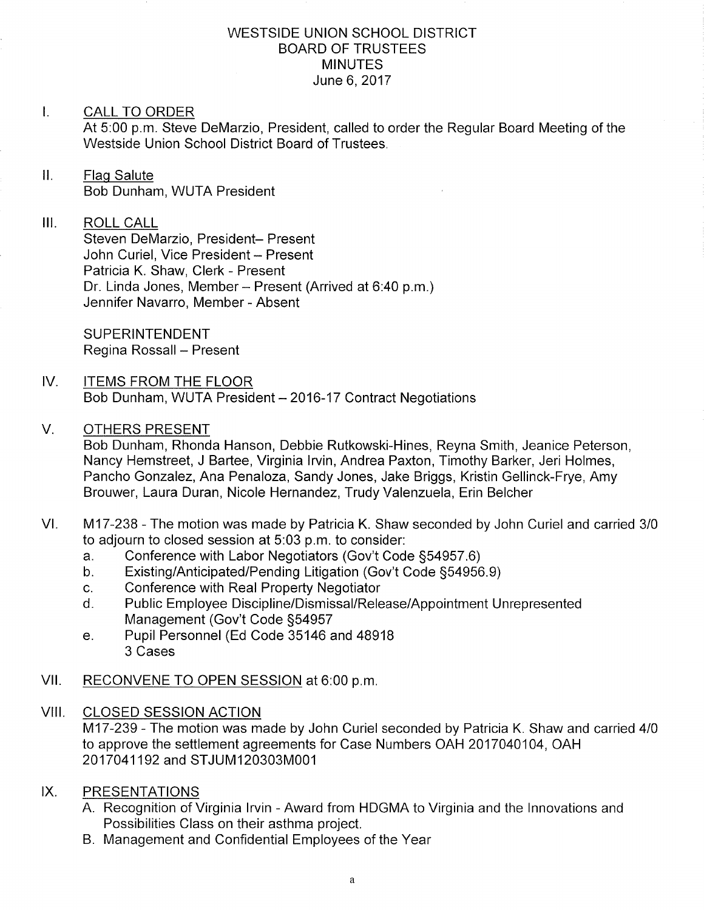# WESTSIDE UNION SCHOOL DISTRICT
## BOARD OF TRUSTEES
## MINUTES
June 6, 2017

I. CALL TO ORDER
At 5:00 p.m. Steve DeMarzio, President, called to order the Regular Board Meeting of the Westside Union School District Board of Trustees.

II. Flag Salute
Bob Dunham, WUTA President

III. ROLL CALL
Steven DeMarzio, President– Present
John Curiel, Vice President – Present
Patricia K. Shaw, Clerk - Present
Dr. Linda Jones, Member – Present (Arrived at 6:40 p.m.)
Jennifer Navarro, Member - Absent

SUPERINTENDENT
Regina Rossall – Present

IV. ITEMS FROM THE FLOOR
Bob Dunham, WUTA President – 2016-17 Contract Negotiations

V. OTHERS PRESENT
Bob Dunham, Rhonda Hanson, Debbie Rutkowski-Hines, Reyna Smith, Jeanice Peterson, Nancy Hemstreet, J Bartee, Virginia Irvin, Andrea Paxton, Timothy Barker, Jeri Holmes, Pancho Gonzalez, Ana Penaloza, Sandy Jones, Jake Briggs, Kristin Gellinck-Frye, Amy Brouwer, Laura Duran, Nicole Hernandez, Trudy Valenzuela, Erin Belcher

VI. M17-238 - The motion was made by Patricia K. Shaw seconded by John Curiel and carried 3/0 to adjourn to closed session at 5:03 p.m. to consider:
   a. Conference with Labor Negotiators (Gov't Code §54957.6)
   b. Existing/Anticipated/Pending Litigation (Gov't Code §54956.9)
   c. Conference with Real Property Negotiator
   d. Public Employee Discipline/Dismissal/Release/Appointment Unrepresented Management (Gov't Code §54957
   e. Pupil Personnel (Ed Code 35146 and 48918
      3 Cases

VII. RECONVENE TO OPEN SESSION at 6:00 p.m.

VIII. CLOSED SESSION ACTION
M17-239 - The motion was made by John Curiel seconded by Patricia K. Shaw and carried 4/0 to approve the settlement agreements for Case Numbers OAH 2017040104, OAH 2017041192 and STJUM120303M001

IX. PRESENTATIONS
   A. Recognition of Virginia Irvin - Award from HDGMA to Virginia and the Innovations and Possibilities Class on their asthma project.
   B. Management and Confidential Employees of the Year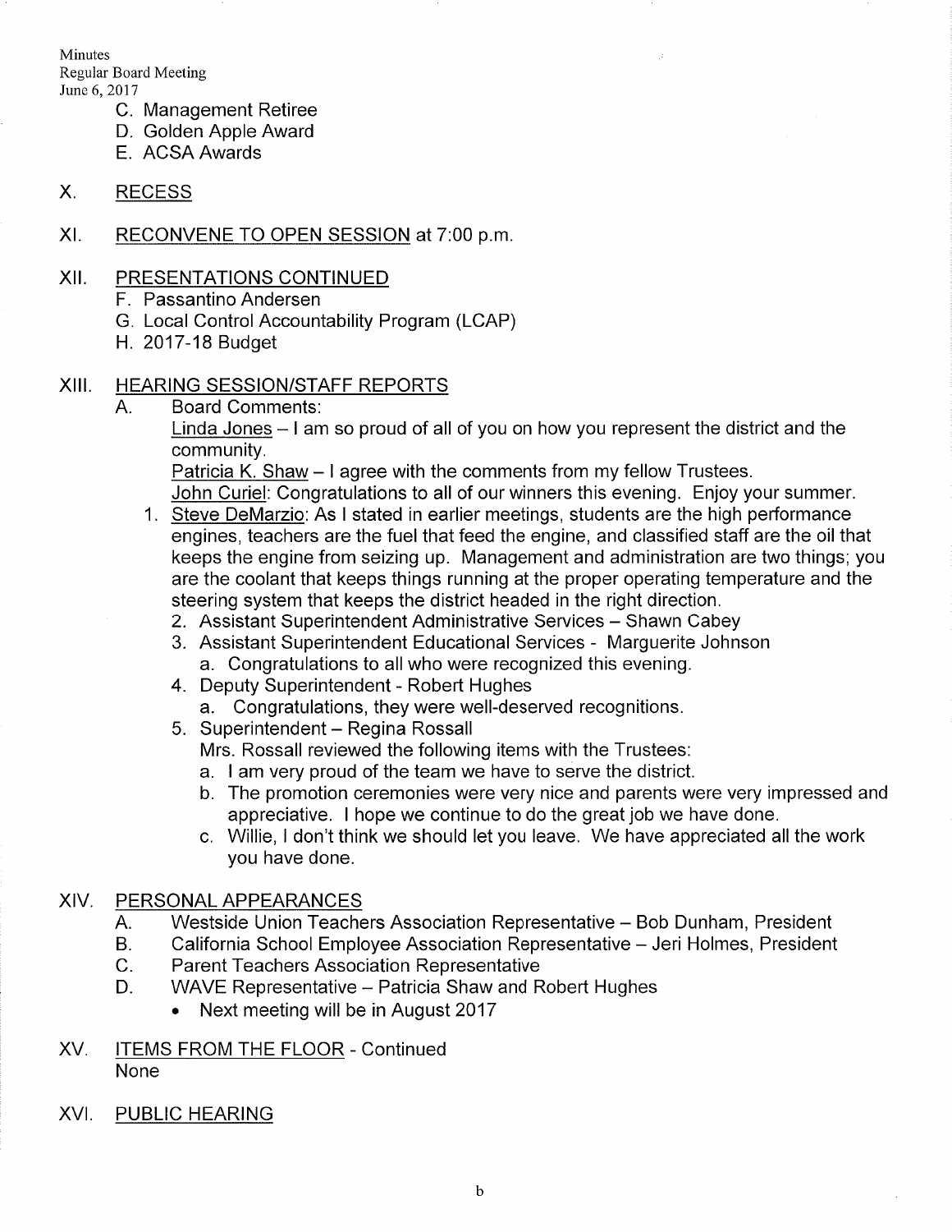C. Management Retiree
D. Golden Apple Award
E. ACSA Awards

## X. RECESS

## XI. RECONVENE TO OPEN SESSION at 7:00 p.m.

## XII. PRESENTATIONS CONTINUED

F. Passantino Andersen
G. Local Control Accountability Program (LCAP)
H. 2017-18 Budget

## XIII. HEARING SESSION/STAFF REPORTS

A. Board Comments:

<u>Linda Jones</u> – I am so proud of all of you on how you represent the district and the community.

<u>Patricia K. Shaw</u> – I agree with the comments from my fellow Trustees.

<u>John Curiel</u>: Congratulations to all of our winners this evening. Enjoy your summer.

1. <u>Steve DeMarzio</u>: As I stated in earlier meetings, students are the high performance engines, teachers are the fuel that feed the engine, and classified staff are the oil that keeps the engine from seizing up. Management and administration are two things; you are the coolant that keeps things running at the proper operating temperature and the steering system that keeps the district headed in the right direction.
2. Assistant Superintendent Administrative Services – Shawn Cabey
3. Assistant Superintendent Educational Services - Marguerite Johnson
   a. Congratulations to all who were recognized this evening.
4. Deputy Superintendent - Robert Hughes
   a. Congratulations, they were well-deserved recognitions.
5. Superintendent – Regina Rossall

   Mrs. Rossall reviewed the following items with the Trustees:

   a. I am very proud of the team we have to serve the district.
   b. The promotion ceremonies were very nice and parents were very impressed and appreciative. I hope we continue to do the great job we have done.
   c. Willie, I don't think we should let you leave. We have appreciated all the work you have done.

## XIV. PERSONAL APPEARANCES

A. Westside Union Teachers Association Representative – Bob Dunham, President
B. California School Employee Association Representative – Jeri Holmes, President
C. Parent Teachers Association Representative
D. WAVE Representative – Patricia Shaw and Robert Hughes

- Next meeting will be in August 2017

## XV. ITEMS FROM THE FLOOR - Continued

None

## XVI. PUBLIC HEARING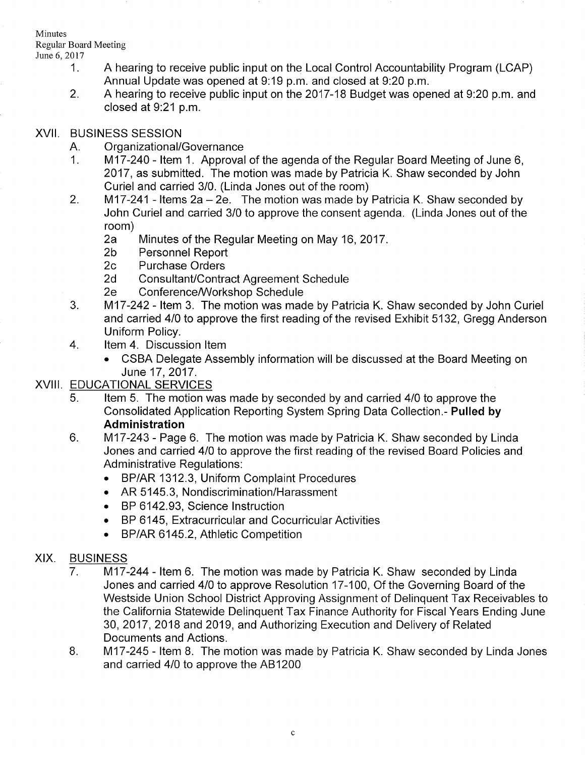1. A hearing to receive public input on the Local Control Accountability Program (LCAP) Annual Update was opened at 9:19 p.m. and closed at 9:20 p.m.
2. A hearing to receive public input on the 2017-18 Budget was opened at 9:20 p.m. and closed at 9:21 p.m.

XVII. BUSINESS SESSION

A. Organizational/Governance

1. M17-240 - Item 1. Approval of the agenda of the Regular Board Meeting of June 6, 2017, as submitted. The motion was made by Patricia K. Shaw seconded by John Curiel and carried 3/0. (Linda Jones out of the room)
2. M17-241 - Items 2a – 2e. The motion was made by Patricia K. Shaw seconded by John Curiel and carried 3/0 to approve the consent agenda. (Linda Jones out of the room)
   - 2a Minutes of the Regular Meeting on May 16, 2017.
   - 2b Personnel Report
   - 2c Purchase Orders
   - 2d Consultant/Contract Agreement Schedule
   - 2e Conference/Workshop Schedule
3. M17-242 - Item 3. The motion was made by Patricia K. Shaw seconded by John Curiel and carried 4/0 to approve the first reading of the revised Exhibit 5132, Gregg Anderson Uniform Policy.
4. Item 4. Discussion Item
   - CSBA Delegate Assembly information will be discussed at the Board Meeting on June 17, 2017.

XVIII. EDUCATIONAL SERVICES

5. Item 5. The motion was made by seconded by and carried 4/0 to approve the Consolidated Application Reporting System Spring Data Collection.- **Pulled by Administration**
6. M17-243 - Page 6. The motion was made by Patricia K. Shaw seconded by Linda Jones and carried 4/0 to approve the first reading of the revised Board Policies and Administrative Regulations:
   - BP/AR 1312.3, Uniform Complaint Procedures
   - AR 5145.3, Nondiscrimination/Harassment
   - BP 6142.93, Science Instruction
   - BP 6145, Extracurricular and Cocurricular Activities
   - BP/AR 6145.2, Athletic Competition

XIX. BUSINESS

7. M17-244 - Item 6. The motion was made by Patricia K. Shaw seconded by Linda Jones and carried 4/0 to approve Resolution 17-100, Of the Governing Board of the Westside Union School District Approving Assignment of Delinquent Tax Receivables to the California Statewide Delinquent Tax Finance Authority for Fiscal Years Ending June 30, 2017, 2018 and 2019, and Authorizing Execution and Delivery of Related Documents and Actions.
8. M17-245 - Item 8. The motion was made by Patricia K. Shaw seconded by Linda Jones and carried 4/0 to approve the AB1200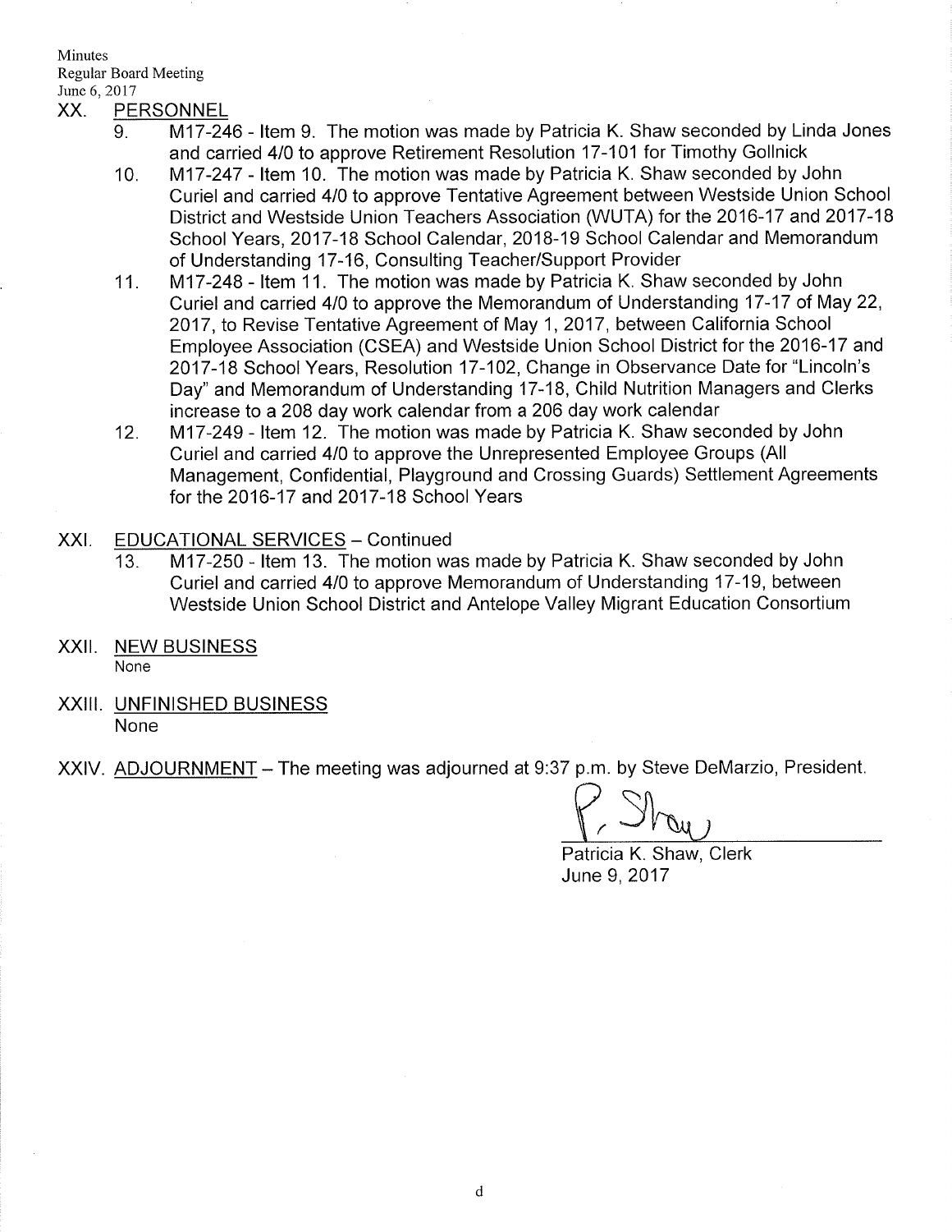## XX. PERSONNEL

9. M17-246 - Item 9. The motion was made by Patricia K. Shaw seconded by Linda Jones and carried 4/0 to approve Retirement Resolution 17-101 for Timothy Gollnick
10. M17-247 - Item 10. The motion was made by Patricia K. Shaw seconded by John Curiel and carried 4/0 to approve Tentative Agreement between Westside Union School District and Westside Union Teachers Association (WUTA) for the 2016-17 and 2017-18 School Years, 2017-18 School Calendar, 2018-19 School Calendar and Memorandum of Understanding 17-16, Consulting Teacher/Support Provider
11. M17-248 - Item 11. The motion was made by Patricia K. Shaw seconded by John Curiel and carried 4/0 to approve the Memorandum of Understanding 17-17 of May 22, 2017, to Revise Tentative Agreement of May 1, 2017, between California School Employee Association (CSEA) and Westside Union School District for the 2016-17 and 2017-18 School Years, Resolution 17-102, Change in Observance Date for "Lincoln's Day" and Memorandum of Understanding 17-18, Child Nutrition Managers and Clerks increase to a 208 day work calendar from a 206 day work calendar
12. M17-249 - Item 12. The motion was made by Patricia K. Shaw seconded by John Curiel and carried 4/0 to approve the Unrepresented Employee Groups (All Management, Confidential, Playground and Crossing Guards) Settlement Agreements for the 2016-17 and 2017-18 School Years

## XXI. EDUCATIONAL SERVICES – Continued

13. M17-250 - Item 13. The motion was made by Patricia K. Shaw seconded by John Curiel and carried 4/0 to approve Memorandum of Understanding 17-19, between Westside Union School District and Antelope Valley Migrant Education Consortium

## XXII. NEW BUSINESS

None

## XXIII. UNFINISHED BUSINESS

None

## XXIV. ADJOURNMENT – The meeting was adjourned at 9:37 p.m. by Steve DeMarzio, President.

P. Shaw

Patricia K. Shaw, Clerk
June 9, 2017